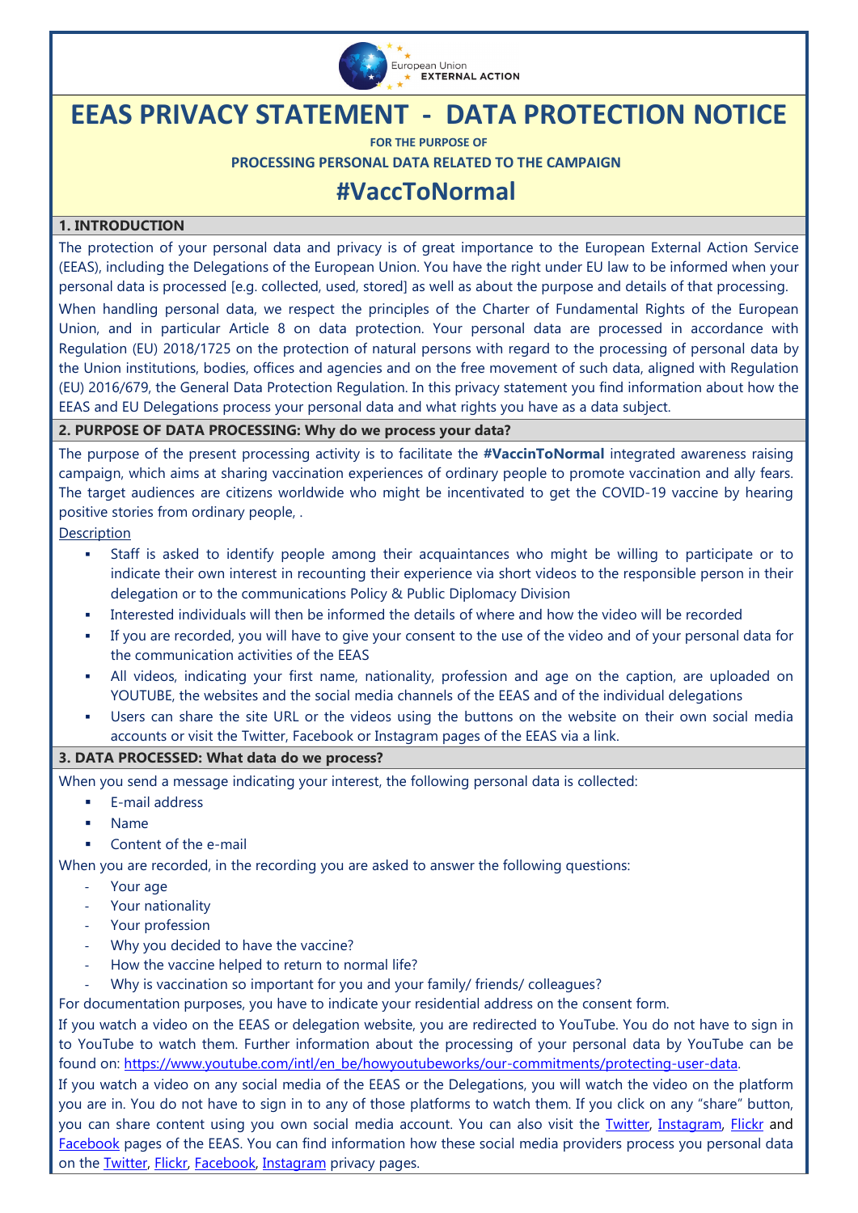European Union EXTERNAL ACTION

# EEAS PRIVACY STATEMENT - DATA PROTECTION NOTICE

**FOR THE PURPOSE OF**

**PROCESSING PERSONAL DATA RELATED TO THE CAMPAIGN**

## #VaccToNormal

### 1. INTRODUCTION

The protection of your personal data and privacy is of great importance to the European External Action Service (EEAS), including the Delegations of the European Union. You have the right under EU law to be informed when your personal data is processed [e.g. collected, used, stored] as well as about the purpose and details of that processing.

When handling personal data, we respect the principles of the Charter of Fundamental Rights of the European Union, and in particular Article 8 on data protection. Your personal data are processed in accordance with Regulation (EU) 2018/1725 on the protection of natural persons with regard to the processing of personal data by the Union institutions, bodies, offices and agencies and on the free movement of such data, aligned with Regulation (EU) 2016/679, the General Data Protection Regulation. In this privacy statement you find information about how the EEAS and EU Delegations process your personal data and what rights you have as a data subject.

### 2. PURPOSE OF DATA PROCESSING: Why do we process your data?

The purpose of the present processing activity is to facilitate the **#VaccinToNormal** integrated awareness raising campaign, which aims at sharing vaccination experiences of ordinary people to promote vaccination and ally fears. The target audiences are citizens worldwide who might be incentivated to get the COVID-19 vaccine by hearing positive stories from ordinary people, .

Description

- Staff is asked to identify people among their acquaintances who might be willing to participate or to indicate their own interest in recounting their experience via short videos to the responsible person in their delegation or to the communications Policy & Public Diplomacy Division
- Interested individuals will then be informed the details of where and how the video will be recorded
- If you are recorded, you will have to give your consent to the use of the video and of your personal data for the communication activities of the EEAS
- All videos, indicating your first name, nationality, profession and age on the caption, are uploaded on YOUTUBE, the websites and the social media channels of the EEAS and of the individual delegations
- Users can share the site URL or the videos using the buttons on the website on their own social media accounts or visit the Twitter, Facebook or Instagram pages of the EEAS via a link.

### 3. DATA PROCESSED: What data do we process?

When you send a message indicating your interest, the following personal data is collected:

- E-mail address
- Name
- Content of the e-mail

When you are recorded, in the recording you are asked to answer the following questions:

- Your age
- Your nationality
- Your profession
- Why you decided to have the vaccine?
- How the vaccine helped to return to normal life?
- Why is vaccination so important for you and your family/ friends/ colleagues?

For documentation purposes, you have to indicate your residential address on the consent form.

If you watch a video on the EEAS or delegation website, you are redirected to YouTube. You do not have to sign in to YouTube to watch them. Further information about the processing of your personal data by YouTube can be found on: https://www.youtube.com/intl/en_be/howyoutubeworks/our-commitments/protecting-user-data.

If you watch a video on any social media of the EEAS or the Delegations, you will watch the video on the platform you are in. You do not have to sign in to any of those platforms to watch them. If you click on any "share" button, you can share content using you own social media account. You can also visit the Twitter, Instagram, Flickr and Facebook pages of the EEAS. You can find information how these social media providers process you personal data on the Twitter, Flickr, Facebook, Instagram privacy pages.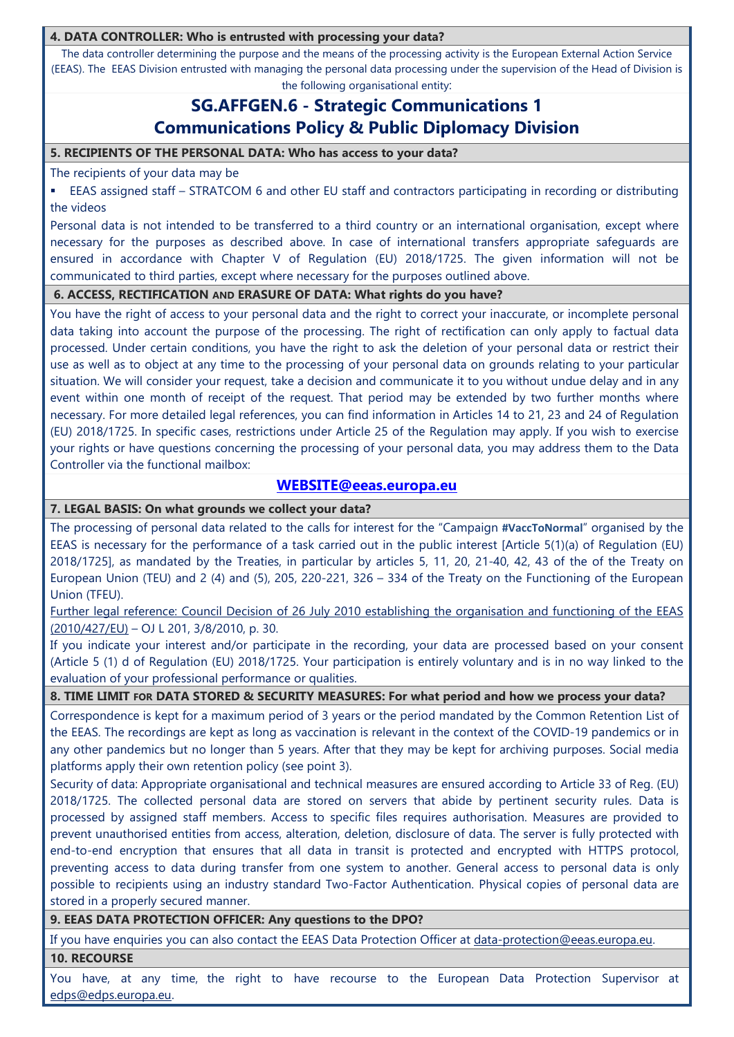## 4. DATA CONTROLLER: Who is entrusted with processing your data?

The data controller determining the purpose and the means of the processing activity is the European External Action Service (EEAS). The EEAS Division entrusted with managing the personal data processing under the supervision of the Head of Division is the following organisational entity:

**SG.AFFGEN.6 - Strategic Communications 1**
**Communications Policy & Public Diplomacy Division**

## 5. RECIPIENTS OF THE PERSONAL DATA: Who has access to your data?

The recipients of your data may be

- EEAS assigned staff – STRATCOM 6 and other EU staff and contractors participating in recording or distributing the videos

Personal data is not intended to be transferred to a third country or an international organisation, except where necessary for the purposes as described above. In case of international transfers appropriate safeguards are ensured in accordance with Chapter V of Regulation (EU) 2018/1725. The given information will not be communicated to third parties, except where necessary for the purposes outlined above.

## 6. ACCESS, RECTIFICATION AND ERASURE OF DATA: What rights do you have?

You have the right of access to your personal data and the right to correct your inaccurate, or incomplete personal data taking into account the purpose of the processing. The right of rectification can only apply to factual data processed. Under certain conditions, you have the right to ask the deletion of your personal data or restrict their use as well as to object at any time to the processing of your personal data on grounds relating to your particular situation. We will consider your request, take a decision and communicate it to you without undue delay and in any event within one month of receipt of the request. That period may be extended by two further months where necessary. For more detailed legal references, you can find information in Articles 14 to 21, 23 and 24 of Regulation (EU) 2018/1725. In specific cases, restrictions under Article 25 of the Regulation may apply. If you wish to exercise your rights or have questions concerning the processing of your personal data, you may address them to the Data Controller via the functional mailbox:

**WEBSITE@eeas.europa.eu**

## 7. LEGAL BASIS: On what grounds we collect your data?

The processing of personal data related to the calls for interest for the "Campaign **#VaccToNormal**" organised by the EEAS is necessary for the performance of a task carried out in the public interest [Article 5(1)(a) of Regulation (EU) 2018/1725], as mandated by the Treaties, in particular by articles 5, 11, 20, 21-40, 42, 43 of the of the Treaty on European Union (TEU) and 2 (4) and (5), 205, 220-221, 326 – 334 of the Treaty on the Functioning of the European Union (TFEU).

Further legal reference: Council Decision of 26 July 2010 establishing the organisation and functioning of the EEAS (2010/427/EU) – OJ L 201, 3/8/2010, p. 30.

If you indicate your interest and/or participate in the recording, your data are processed based on your consent (Article 5 (1) d of Regulation (EU) 2018/1725. Your participation is entirely voluntary and is in no way linked to the evaluation of your professional performance or qualities.

## 8. TIME LIMIT FOR DATA STORED & SECURITY MEASURES: For what period and how we process your data?

Correspondence is kept for a maximum period of 3 years or the period mandated by the Common Retention List of the EEAS. The recordings are kept as long as vaccination is relevant in the context of the COVID-19 pandemics or in any other pandemics but no longer than 5 years. After that they may be kept for archiving purposes. Social media platforms apply their own retention policy (see point 3).

Security of data: Appropriate organisational and technical measures are ensured according to Article 33 of Reg. (EU) 2018/1725. The collected personal data are stored on servers that abide by pertinent security rules. Data is processed by assigned staff members. Access to specific files requires authorisation. Measures are provided to prevent unauthorised entities from access, alteration, deletion, disclosure of data. The server is fully protected with end-to-end encryption that ensures that all data in transit is protected and encrypted with HTTPS protocol, preventing access to data during transfer from one system to another. General access to personal data is only possible to recipients using an industry standard Two-Factor Authentication. Physical copies of personal data are stored in a properly secured manner.

## 9. EEAS DATA PROTECTION OFFICER: Any questions to the DPO?

If you have enquiries you can also contact the EEAS Data Protection Officer at data-protection@eeas.europa.eu.

## 10. RECOURSE

You have, at any time, the right to have recourse to the European Data Protection Supervisor at edps@edps.europa.eu.